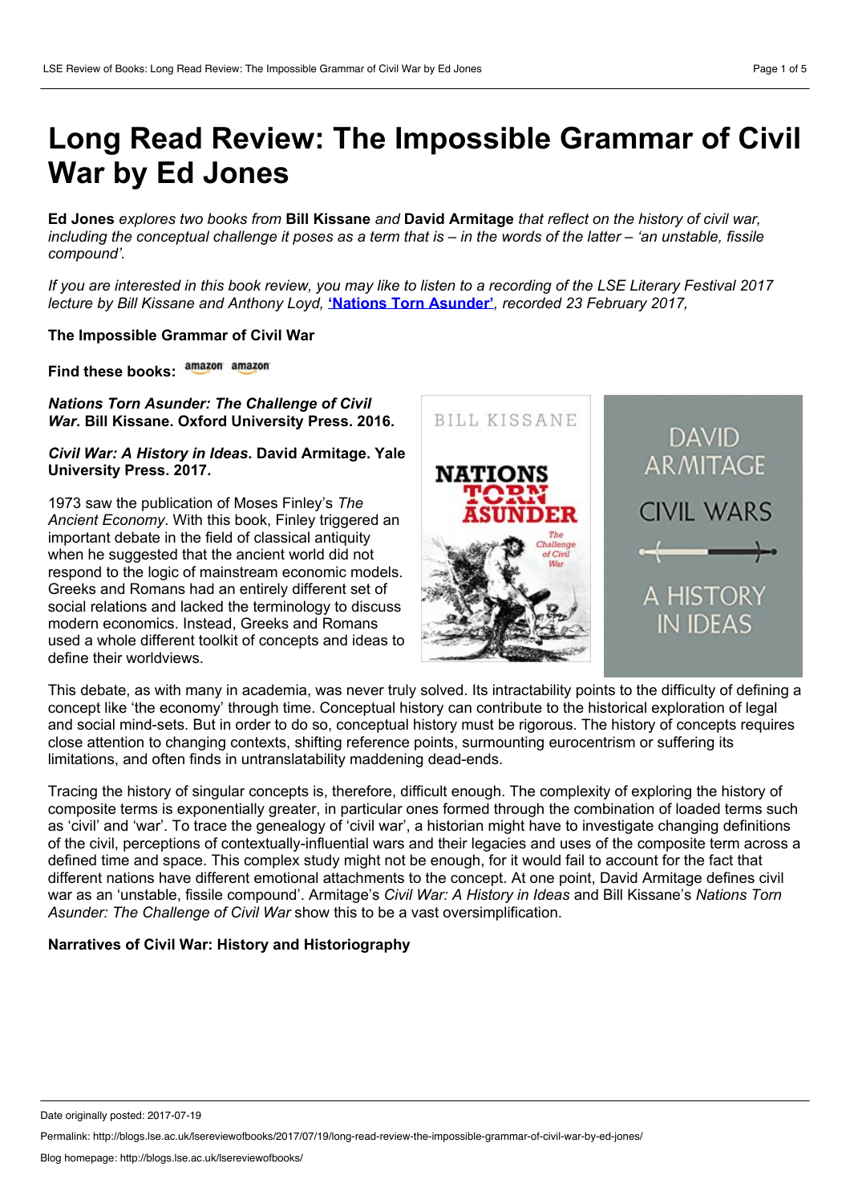# Long Read Review: The Impossible Grammar of Civil War by Ed Jones

***Ed Jones** explores two books from **Bill Kissane** and **David Armitage** that reflect on the history of civil war, including the conceptual challenge it poses as a term that is – in the words of the latter – 'an unstable, fissile compound'.*

*If you are interested in this book review, you may like to listen to a recording of the LSE Literary Festival 2017 lecture by Bill Kissane and Anthony Loyd, **'Nations Torn Asunder'**, recorded 23 February 2017,*

**The Impossible Grammar of Civil War**

**Find these books:**

***Nations Torn Asunder: The Challenge of Civil War*. Bill Kissane. Oxford University Press. 2016.**

***Civil War: A History in Ideas*. David Armitage. Yale University Press. 2017.**

1973 saw the publication of Moses Finley's *The Ancient Economy*. With this book, Finley triggered an important debate in the field of classical antiquity when he suggested that the ancient world did not respond to the logic of mainstream economic models. Greeks and Romans had an entirely different set of social relations and lacked the terminology to discuss modern economics. Instead, Greeks and Romans used a whole different toolkit of concepts and ideas to define their worldviews.

This debate, as with many in academia, was never truly solved. Its intractability points to the difficulty of defining a concept like 'the economy' through time. Conceptual history can contribute to the historical exploration of legal and social mind-sets. But in order to do so, conceptual history must be rigorous. The history of concepts requires close attention to changing contexts, shifting reference points, surmounting eurocentrism or suffering its limitations, and often finds in untranslatability maddening dead-ends.

Tracing the history of singular concepts is, therefore, difficult enough. The complexity of exploring the history of composite terms is exponentially greater, in particular ones formed through the combination of loaded terms such as 'civil' and 'war'. To trace the genealogy of 'civil war', a historian might have to investigate changing definitions of the civil, perceptions of contextually-influential wars and their legacies and uses of the composite term across a defined time and space. This complex study might not be enough, for it would fail to account for the fact that different nations have different emotional attachments to the concept. At one point, David Armitage defines civil war as an 'unstable, fissile compound'. Armitage's *Civil War: A History in Ideas* and Bill Kissane's *Nations Torn Asunder: The Challenge of Civil War* show this to be a vast oversimplification.

**Narratives of Civil War: History and Historiography**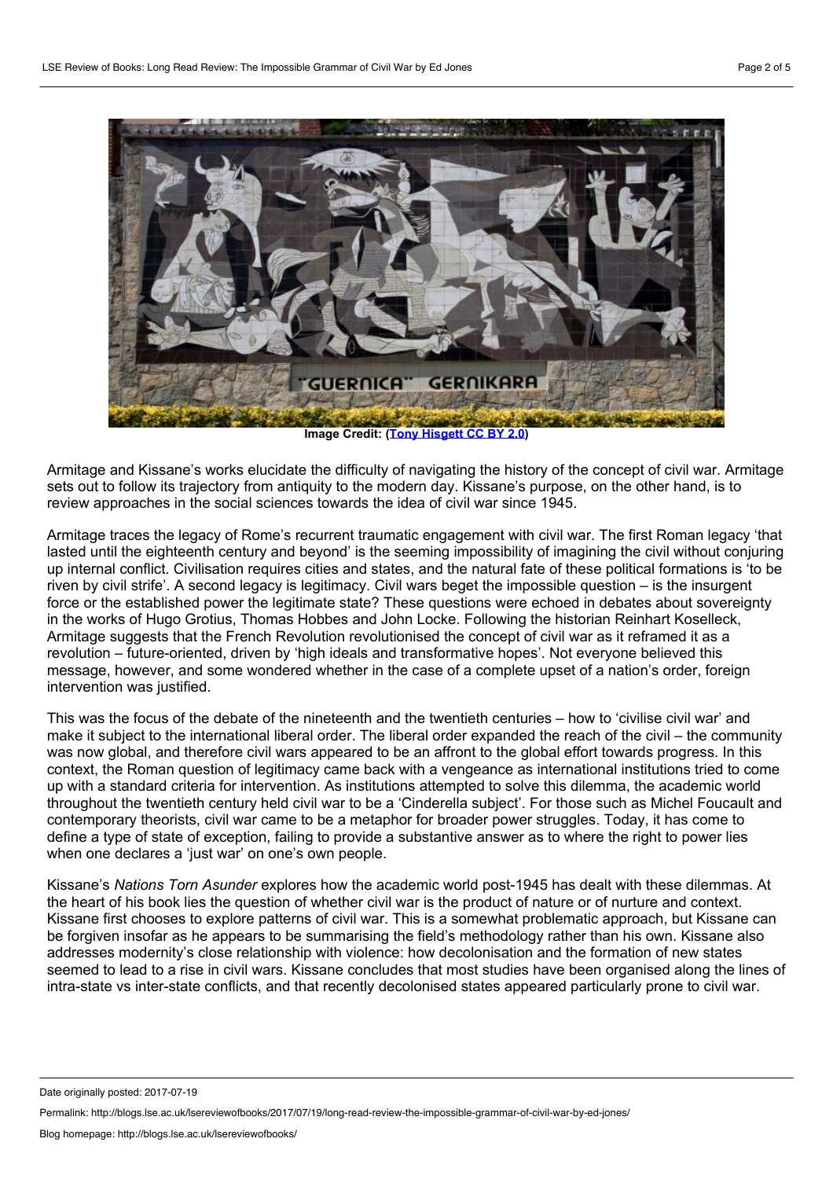Image Credit: (Tony Hisgett CC BY 2.0)

Armitage and Kissane's works elucidate the difficulty of navigating the history of the concept of civil war. Armitage sets out to follow its trajectory from antiquity to the modern day. Kissane's purpose, on the other hand, is to review approaches in the social sciences towards the idea of civil war since 1945.

Armitage traces the legacy of Rome's recurrent traumatic engagement with civil war. The first Roman legacy 'that lasted until the eighteenth century and beyond' is the seeming impossibility of imagining the civil without conjuring up internal conflict. Civilisation requires cities and states, and the natural fate of these political formations is 'to be riven by civil strife'. A second legacy is legitimacy. Civil wars beget the impossible question – is the insurgent force or the established power the legitimate state? These questions were echoed in debates about sovereignty in the works of Hugo Grotius, Thomas Hobbes and John Locke. Following the historian Reinhart Koselleck, Armitage suggests that the French Revolution revolutionised the concept of civil war as it reframed it as a revolution – future-oriented, driven by 'high ideals and transformative hopes'. Not everyone believed this message, however, and some wondered whether in the case of a complete upset of a nation's order, foreign intervention was justified.

This was the focus of the debate of the nineteenth and the twentieth centuries – how to 'civilise civil war' and make it subject to the international liberal order. The liberal order expanded the reach of the civil – the community was now global, and therefore civil wars appeared to be an affront to the global effort towards progress. In this context, the Roman question of legitimacy came back with a vengeance as international institutions tried to come up with a standard criteria for intervention. As institutions attempted to solve this dilemma, the academic world throughout the twentieth century held civil war to be a 'Cinderella subject'. For those such as Michel Foucault and contemporary theorists, civil war came to be a metaphor for broader power struggles. Today, it has come to define a type of state of exception, failing to provide a substantive answer as to where the right to power lies when one declares a 'just war' on one's own people.

Kissane's *Nations Torn Asunder* explores how the academic world post-1945 has dealt with these dilemmas. At the heart of his book lies the question of whether civil war is the product of nature or of nurture and context. Kissane first chooses to explore patterns of civil war. This is a somewhat problematic approach, but Kissane can be forgiven insofar as he appears to be summarising the field's methodology rather than his own. Kissane also addresses modernity's close relationship with violence: how decolonisation and the formation of new states seemed to lead to a rise in civil wars. Kissane concludes that most studies have been organised along the lines of intra-state vs inter-state conflicts, and that recently decolonised states appeared particularly prone to civil war.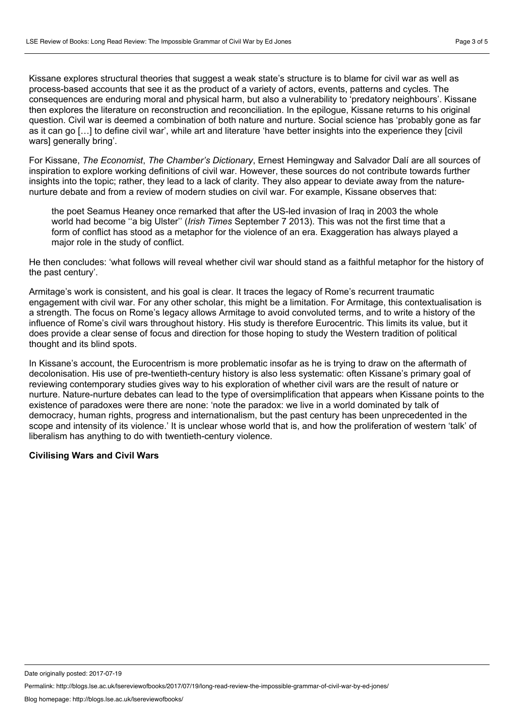Kissane explores structural theories that suggest a weak state's structure is to blame for civil war as well as process-based accounts that see it as the product of a variety of actors, events, patterns and cycles. The consequences are enduring moral and physical harm, but also a vulnerability to 'predatory neighbours'. Kissane then explores the literature on reconstruction and reconciliation. In the epilogue, Kissane returns to his original question. Civil war is deemed a combination of both nature and nurture. Social science has 'probably gone as far as it can go […] to define civil war', while art and literature 'have better insights into the experience they [civil wars] generally bring'.

For Kissane, *The Economist*, *The Chamber's Dictionary*, Ernest Hemingway and Salvador Dalí are all sources of inspiration to explore working definitions of civil war. However, these sources do not contribute towards further insights into the topic; rather, they lead to a lack of clarity. They also appear to deviate away from the nature-nurture debate and from a review of modern studies on civil war. For example, Kissane observes that:

> the poet Seamus Heaney once remarked that after the US-led invasion of Iraq in 2003 the whole world had become ''a big Ulster'' (*Irish Times* September 7 2013). This was not the first time that a form of conflict has stood as a metaphor for the violence of an era. Exaggeration has always played a major role in the study of conflict.

He then concludes: 'what follows will reveal whether civil war should stand as a faithful metaphor for the history of the past century'.

Armitage's work is consistent, and his goal is clear. It traces the legacy of Rome's recurrent traumatic engagement with civil war. For any other scholar, this might be a limitation. For Armitage, this contextualisation is a strength. The focus on Rome's legacy allows Armitage to avoid convoluted terms, and to write a history of the influence of Rome's civil wars throughout history. His study is therefore Eurocentric. This limits its value, but it does provide a clear sense of focus and direction for those hoping to study the Western tradition of political thought and its blind spots.

In Kissane's account, the Eurocentrism is more problematic insofar as he is trying to draw on the aftermath of decolonisation. His use of pre-twentieth-century history is also less systematic: often Kissane's primary goal of reviewing contemporary studies gives way to his exploration of whether civil wars are the result of nature or nurture. Nature-nurture debates can lead to the type of oversimplification that appears when Kissane points to the existence of paradoxes were there are none: 'note the paradox: we live in a world dominated by talk of democracy, human rights, progress and internationalism, but the past century has been unprecedented in the scope and intensity of its violence.' It is unclear whose world that is, and how the proliferation of western 'talk' of liberalism has anything to do with twentieth-century violence.

### Civilising Wars and Civil Wars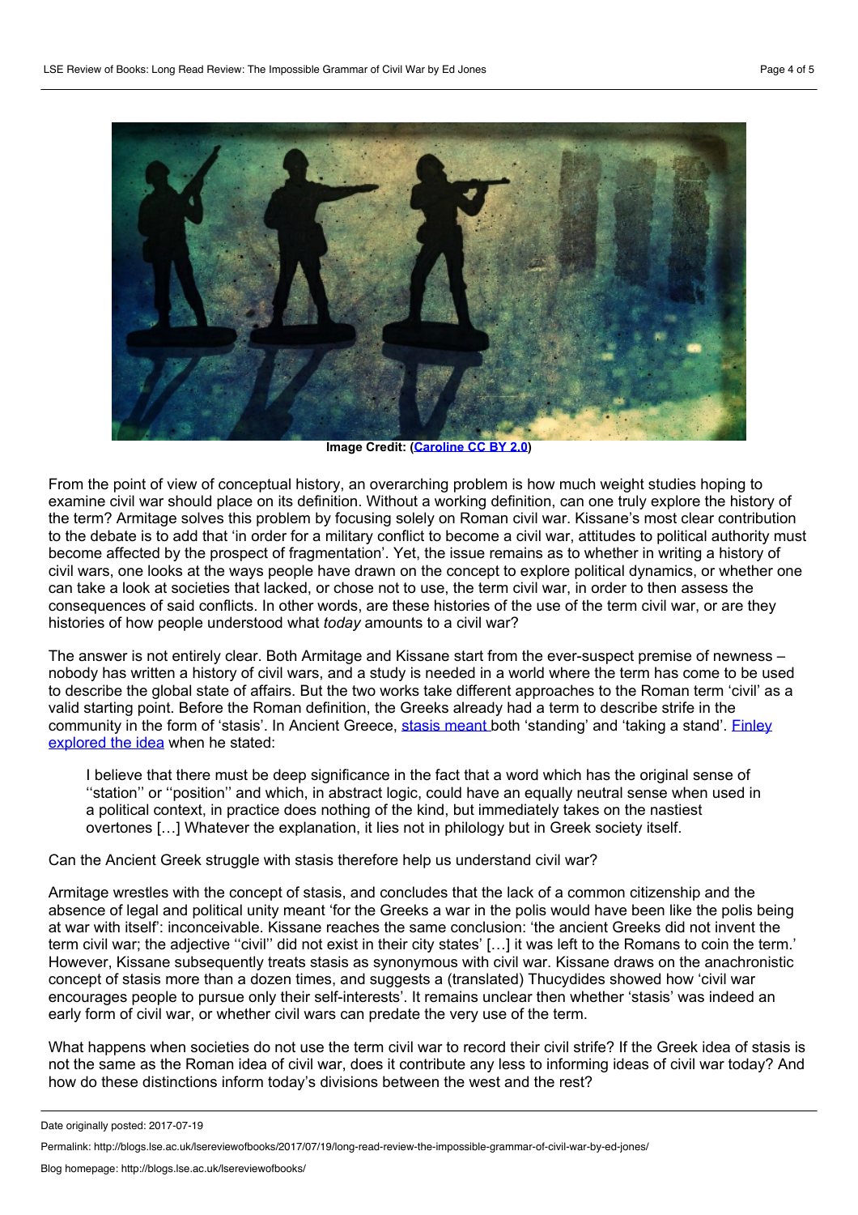Image Credit: (Caroline CC BY 2.0)

From the point of view of conceptual history, an overarching problem is how much weight studies hoping to examine civil war should place on its definition. Without a working definition, can one truly explore the history of the term? Armitage solves this problem by focusing solely on Roman civil war. Kissane's most clear contribution to the debate is to add that 'in order for a military conflict to become a civil war, attitudes to political authority must become affected by the prospect of fragmentation'. Yet, the issue remains as to whether in writing a history of civil wars, one looks at the ways people have drawn on the concept to explore political dynamics, or whether one can take a look at societies that lacked, or chose not to use, the term civil war, in order to then assess the consequences of said conflicts. In other words, are these histories of the use of the term civil war, or are they histories of how people understood what *today* amounts to a civil war?

The answer is not entirely clear. Both Armitage and Kissane start from the ever-suspect premise of newness – nobody has written a history of civil wars, and a study is needed in a world where the term has come to be used to describe the global state of affairs. But the two works take different approaches to the Roman term 'civil' as a valid starting point. Before the Roman definition, the Greeks already had a term to describe strife in the community in the form of 'stasis'. In Ancient Greece, [stasis meant](#) both 'standing' and 'taking a stand'. [Finley explored the idea](#) when he stated:

> I believe that there must be deep significance in the fact that a word which has the original sense of ''station'' or ''position'' and which, in abstract logic, could have an equally neutral sense when used in a political context, in practice does nothing of the kind, but immediately takes on the nastiest overtones […] Whatever the explanation, it lies not in philology but in Greek society itself.

Can the Ancient Greek struggle with stasis therefore help us understand civil war?

Armitage wrestles with the concept of stasis, and concludes that the lack of a common citizenship and the absence of legal and political unity meant 'for the Greeks a war in the polis would have been like the polis being at war with itself': inconceivable. Kissane reaches the same conclusion: 'the ancient Greeks did not invent the term civil war; the adjective ''civil'' did not exist in their city states' […] it was left to the Romans to coin the term.' However, Kissane subsequently treats stasis as synonymous with civil war. Kissane draws on the anachronistic concept of stasis more than a dozen times, and suggests a (translated) Thucydides showed how 'civil war encourages people to pursue only their self-interests'. It remains unclear then whether 'stasis' was indeed an early form of civil war, or whether civil wars can predate the very use of the term.

What happens when societies do not use the term civil war to record their civil strife? If the Greek idea of stasis is not the same as the Roman idea of civil war, does it contribute any less to informing ideas of civil war today? And how do these distinctions inform today's divisions between the west and the rest?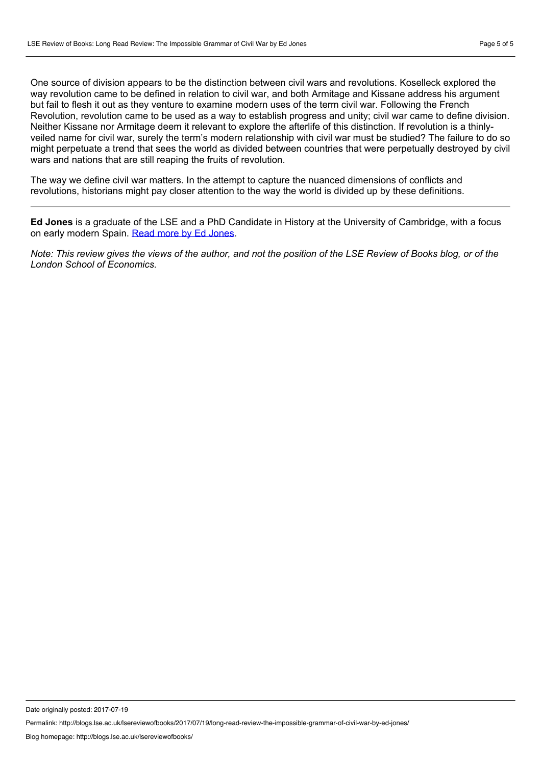One source of division appears to be the distinction between civil wars and revolutions. Koselleck explored the way revolution came to be defined in relation to civil war, and both Armitage and Kissane address his argument but fail to flesh it out as they venture to examine modern uses of the term civil war. Following the French Revolution, revolution came to be used as a way to establish progress and unity; civil war came to define division. Neither Kissane nor Armitage deem it relevant to explore the afterlife of this distinction. If revolution is a thinly-veiled name for civil war, surely the term's modern relationship with civil war must be studied? The failure to do so might perpetuate a trend that sees the world as divided between countries that were perpetually destroyed by civil wars and nations that are still reaping the fruits of revolution.

The way we define civil war matters. In the attempt to capture the nuanced dimensions of conflicts and revolutions, historians might pay closer attention to the way the world is divided up by these definitions.

---

**Ed Jones** is a graduate of the LSE and a PhD Candidate in History at the University of Cambridge, with a focus on early modern Spain. [Read more by Ed Jones](#).

*Note: This review gives the views of the author, and not the position of the LSE Review of Books blog, or of the London School of Economics.*

Date originally posted: 2017-07-19

Permalink: http://blogs.lse.ac.uk/lsereviewofbooks/2017/07/19/long-read-review-the-impossible-grammar-of-civil-war-by-ed-jones/

Blog homepage: http://blogs.lse.ac.uk/lsereviewofbooks/